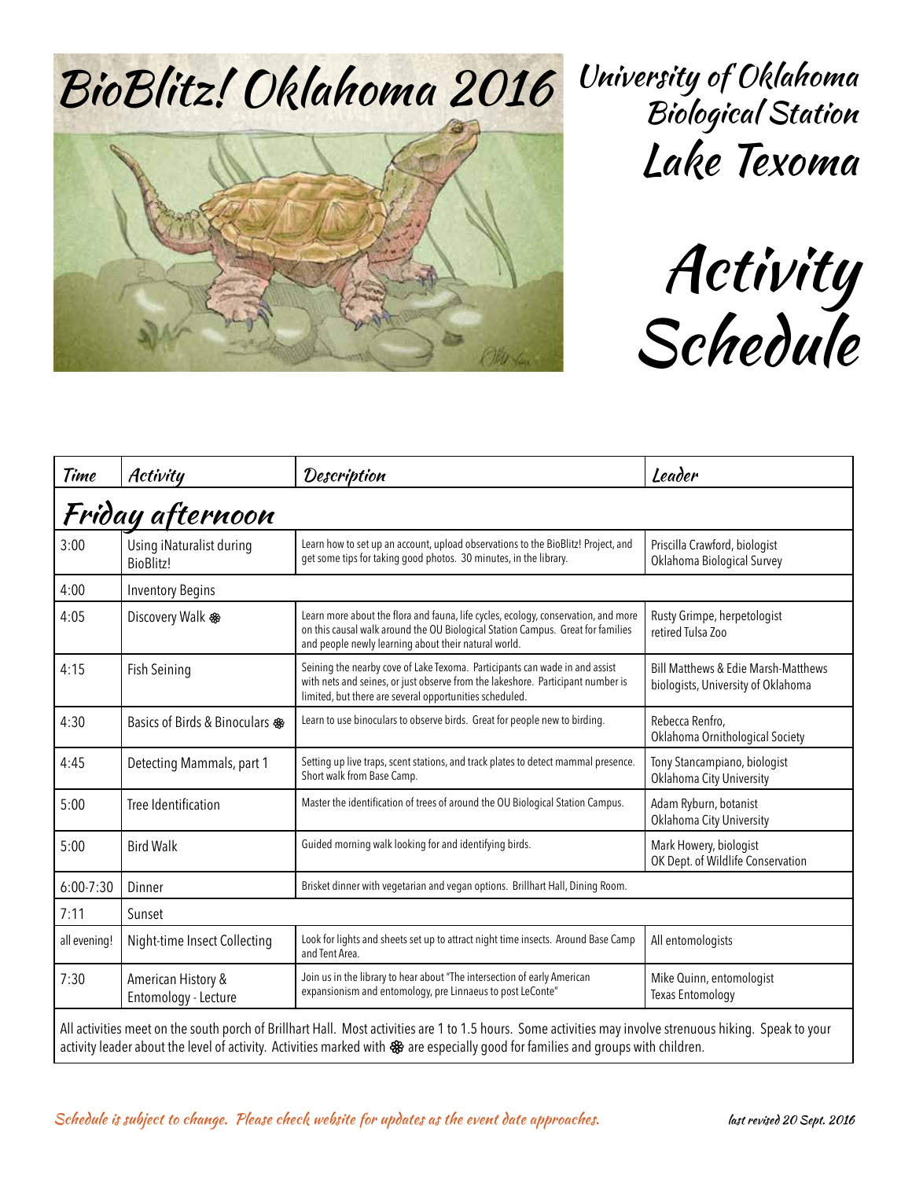# BioBlitz! Oklahoma 2016

## University of Oklahoma Biological Station Lake Texoma

# Activity Schedule

| Time | Activity | Description | Leader |
|---|---|---|---|
| **Friday afternoon** | | | |
| 3:00 | Using iNaturalist during BioBlitz! | Learn how to set up an account, upload observations to the BioBlitz! Project, and get some tips for taking good photos. 30 minutes, in the library. | Priscilla Crawford, biologist Oklahoma Biological Survey |
| 4:00 | Inventory Begins | | |
| 4:05 | Discovery Walk ❀ | Learn more about the flora and fauna, life cycles, ecology, conservation, and more on this causal walk around the OU Biological Station Campus. Great for families and people newly learning about their natural world. | Rusty Grimpe, herpetologist retired Tulsa Zoo |
| 4:15 | Fish Seining | Seining the nearby cove of Lake Texoma. Participants can wade in and assist with nets and seines, or just observe from the lakeshore. Participant number is limited, but there are several opportunities scheduled. | Bill Matthews & Edie Marsh-Matthews biologists, University of Oklahoma |
| 4:30 | Basics of Birds & Binoculars ❀ | Learn to use binoculars to observe birds. Great for people new to birding. | Rebecca Renfro, Oklahoma Ornithological Society |
| 4:45 | Detecting Mammals, part 1 | Setting up live traps, scent stations, and track plates to detect mammal presence. Short walk from Base Camp. | Tony Stancampiano, biologist Oklahoma City University |
| 5:00 | Tree Identification | Master the identification of trees of around the OU Biological Station Campus. | Adam Ryburn, botanist Oklahoma City University |
| 5:00 | Bird Walk | Guided morning walk looking for and identifying birds. | Mark Howery, biologist OK Dept. of Wildlife Conservation |
| 6:00-7:30 | Dinner | Brisket dinner with vegetarian and vegan options. Brillhart Hall, Dining Room. | |
| 7:11 | Sunset | | |
| all evening! | Night-time Insect Collecting | Look for lights and sheets set up to attract night time insects. Around Base Camp and Tent Area. | All entomologists |
| 7:30 | American History & Entomology - Lecture | Join us in the library to hear about "The intersection of early American expansionism and entomology, pre Linnaeus to post LeConte" | Mike Quinn, entomologist Texas Entomology |

All activities meet on the south porch of Brillhart Hall. Most activities are 1 to 1.5 hours. Some activities may involve strenuous hiking. Speak to your activity leader about the level of activity. Activities marked with ❀ are especially good for families and groups with children.

*Schedule is subject to change. Please check website for updates as the event date approaches.*

*last revised 20 Sept. 2016*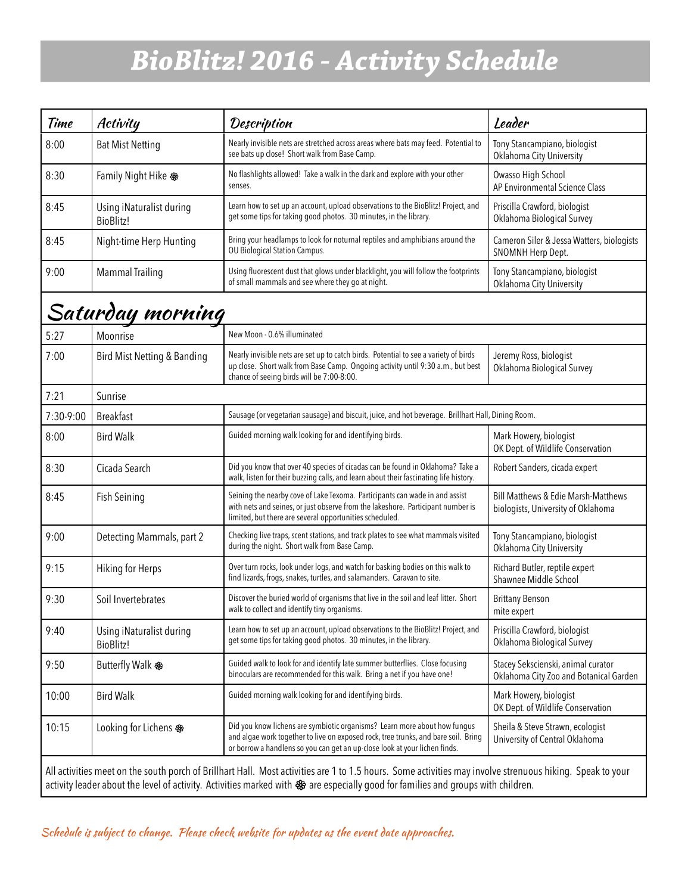# BioBlitz! 2016 - Activity Schedule

| Time | Activity | Description | Leader |
|---|---|---|---|
| 8:00 | Bat Mist Netting | Nearly invisible nets are stretched across areas where bats may feed. Potential to see bats up close! Short walk from Base Camp. | Tony Stancampiano, biologist<br>Oklahoma City University |
| 8:30 | Family Night Hike ❀ | No flashlights allowed! Take a walk in the dark and explore with your other senses. | Owasso High School<br>AP Environmental Science Class |
| 8:45 | Using iNaturalist during BioBlitz! | Learn how to set up an account, upload observations to the BioBlitz! Project, and get some tips for taking good photos. 30 minutes, in the library. | Priscilla Crawford, biologist<br>Oklahoma Biological Survey |
| 8:45 | Night-time Herp Hunting | Bring your headlamps to look for noturnal reptiles and amphibians around the OU Biological Station Campus. | Cameron Siler & Jessa Watters, biologists<br>SNOMNH Herp Dept. |
| 9:00 | Mammal Trailing | Using fluorescent dust that glows under blacklight, you will follow the footprints of small mammals and see where they go at night. | Tony Stancampiano, biologist<br>Oklahoma City University |
| **Saturday morning** | | | |
| 5:27 | Moonrise | New Moon - 0.6% illuminated | |
| 7:00 | Bird Mist Netting & Banding | Nearly invisible nets are set up to catch birds. Potential to see a variety of birds up close. Short walk from Base Camp. Ongoing activity until 9:30 a.m., but best chance of seeing birds will be 7:00-8:00. | Jeremy Ross, biologist<br>Oklahoma Biological Survey |
| 7:21 | Sunrise | | |
| 7:30-9:00 | Breakfast | Sausage (or vegetarian sausage) and biscuit, juice, and hot beverage. Brillhart Hall, Dining Room. | |
| 8:00 | Bird Walk | Guided morning walk looking for and identifying birds. | Mark Howery, biologist<br>OK Dept. of Wildlife Conservation |
| 8:30 | Cicada Search | Did you know that over 40 species of cicadas can be found in Oklahoma? Take a walk, listen for their buzzing calls, and learn about their fascinating life history. | Robert Sanders, cicada expert |
| 8:45 | Fish Seining | Seining the nearby cove of Lake Texoma. Participants can wade in and assist with nets and seines, or just observe from the lakeshore. Participant number is limited, but there are several opportunities scheduled. | Bill Matthews & Edie Marsh-Matthews<br>biologists, University of Oklahoma |
| 9:00 | Detecting Mammals, part 2 | Checking live traps, scent stations, and track plates to see what mammals visited during the night. Short walk from Base Camp. | Tony Stancampiano, biologist<br>Oklahoma City University |
| 9:15 | Hiking for Herps | Over turn rocks, look under logs, and watch for basking bodies on this walk to find lizards, frogs, snakes, turtles, and salamanders. Caravan to site. | Richard Butler, reptile expert<br>Shawnee Middle School |
| 9:30 | Soil Invertebrates | Discover the buried world of organisms that live in the soil and leaf litter. Short walk to collect and identify tiny organisms. | Brittany Benson<br>mite expert |
| 9:40 | Using iNaturalist during BioBlitz! | Learn how to set up an account, upload observations to the BioBlitz! Project, and get some tips for taking good photos. 30 minutes, in the library. | Priscilla Crawford, biologist<br>Oklahoma Biological Survey |
| 9:50 | Butterfly Walk ❀ | Guided walk to look for and identify late summer butterflies. Close focusing binoculars are recommended for this walk. Bring a net if you have one! | Stacey Sekscienski, animal curator<br>Oklahoma City Zoo and Botanical Garden |
| 10:00 | Bird Walk | Guided morning walk looking for and identifying birds. | Mark Howery, biologist<br>OK Dept. of Wildlife Conservation |
| 10:15 | Looking for Lichens ❀ | Did you know lichens are symbiotic organisms? Learn more about how fungus and algae work together to live on exposed rock, tree trunks, and bare soil. Bring or borrow a handlens so you can get an up-close look at your lichen finds. | Sheila & Steve Strawn, ecologist<br>University of Central Oklahoma |

All activities meet on the south porch of Brillhart Hall. Most activities are 1 to 1.5 hours. Some activities may involve strenuous hiking. Speak to your activity leader about the level of activity. Activities marked with ❀ are especially good for families and groups with children.

*Schedule is subject to change. Please check website for updates as the event date approaches.*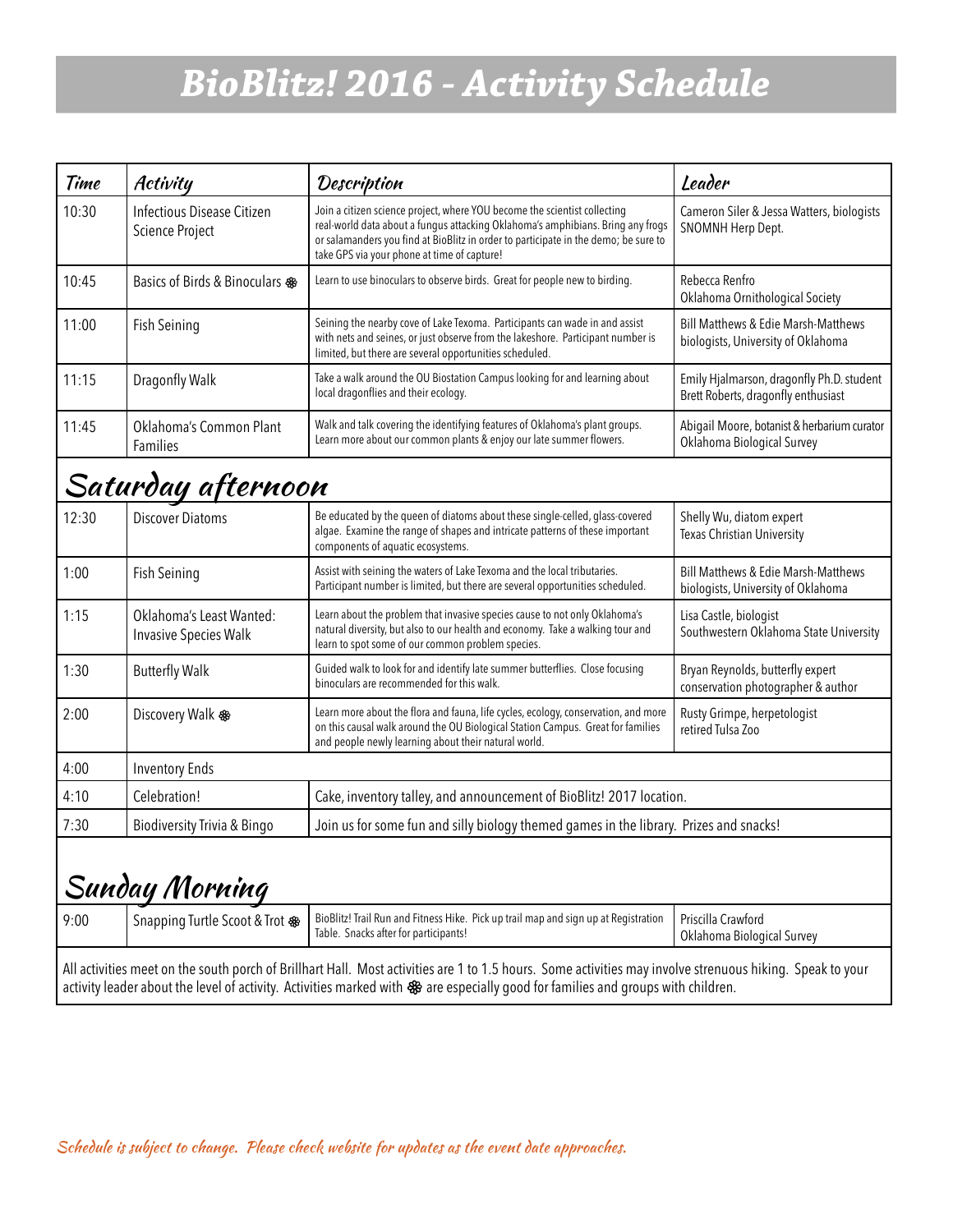# BioBlitz! 2016 - Activity Schedule

| Time | Activity | Description | Leader |
|---|---|---|---|
| 10:30 | Infectious Disease Citizen Science Project | Join a citizen science project, where YOU become the scientist collecting real-world data about a fungus attacking Oklahoma's amphibians. Bring any frogs or salamanders you find at BioBlitz in order to participate in the demo; be sure to take GPS via your phone at time of capture! | Cameron Siler & Jessa Watters, biologists SNOMNH Herp Dept. |
| 10:45 | Basics of Birds & Binoculars ❀ | Learn to use binoculars to observe birds. Great for people new to birding. | Rebecca Renfro Oklahoma Ornithological Society |
| 11:00 | Fish Seining | Seining the nearby cove of Lake Texoma. Participants can wade in and assist with nets and seines, or just observe from the lakeshore. Participant number is limited, but there are several opportunities scheduled. | Bill Matthews & Edie Marsh-Matthews biologists, University of Oklahoma |
| 11:15 | Dragonfly Walk | Take a walk around the OU Biostation Campus looking for and learning about local dragonflies and their ecology. | Emily Hjalmarson, dragonfly Ph.D. student Brett Roberts, dragonfly enthusiast |
| 11:45 | Oklahoma's Common Plant Families | Walk and talk covering the identifying features of Oklahoma's plant groups. Learn more about our common plants & enjoy our late summer flowers. | Abigail Moore, botanist & herbarium curator Oklahoma Biological Survey |

## Saturday afternoon

| Time | Activity | Description | Leader |
|---|---|---|---|
| 12:30 | Discover Diatoms | Be educated by the queen of diatoms about these single-celled, glass-covered algae. Examine the range of shapes and intricate patterns of these important components of aquatic ecosystems. | Shelly Wu, diatom expert Texas Christian University |
| 1:00 | Fish Seining | Assist with seining the waters of Lake Texoma and the local tributaries. Participant number is limited, but there are several opportunities scheduled. | Bill Matthews & Edie Marsh-Matthews biologists, University of Oklahoma |
| 1:15 | Oklahoma's Least Wanted: Invasive Species Walk | Learn about the problem that invasive species cause to not only Oklahoma's natural diversity, but also to our health and economy. Take a walking tour and learn to spot some of our common problem species. | Lisa Castle, biologist Southwestern Oklahoma State University |
| 1:30 | Butterfly Walk | Guided walk to look for and identify late summer butterflies. Close focusing binoculars are recommended for this walk. | Bryan Reynolds, butterfly expert conservation photographer & author |
| 2:00 | Discovery Walk ❀ | Learn more about the flora and fauna, life cycles, ecology, conservation, and more on this causal walk around the OU Biological Station Campus. Great for families and people newly learning about their natural world. | Rusty Grimpe, herpetologist retired Tulsa Zoo |
| 4:00 | Inventory Ends | | |
| 4:10 | Celebration! | Cake, inventory talley, and announcement of BioBlitz! 2017 location. | |
| 7:30 | Biodiversity Trivia & Bingo | Join us for some fun and silly biology themed games in the library. Prizes and snacks! | |

## Sunday Morning

| Time | Activity | Description | Leader |
|---|---|---|---|
| 9:00 | Snapping Turtle Scoot & Trot ❀ | BioBlitz! Trail Run and Fitness Hike. Pick up trail map and sign up at Registration Table. Snacks after for participants! | Priscilla Crawford Oklahoma Biological Survey |

All activities meet on the south porch of Brillhart Hall. Most activities are 1 to 1.5 hours. Some activities may involve strenuous hiking. Speak to your activity leader about the level of activity. Activities marked with ❀ are especially good for families and groups with children.

*Schedule is subject to change. Please check website for updates as the event date approaches.*